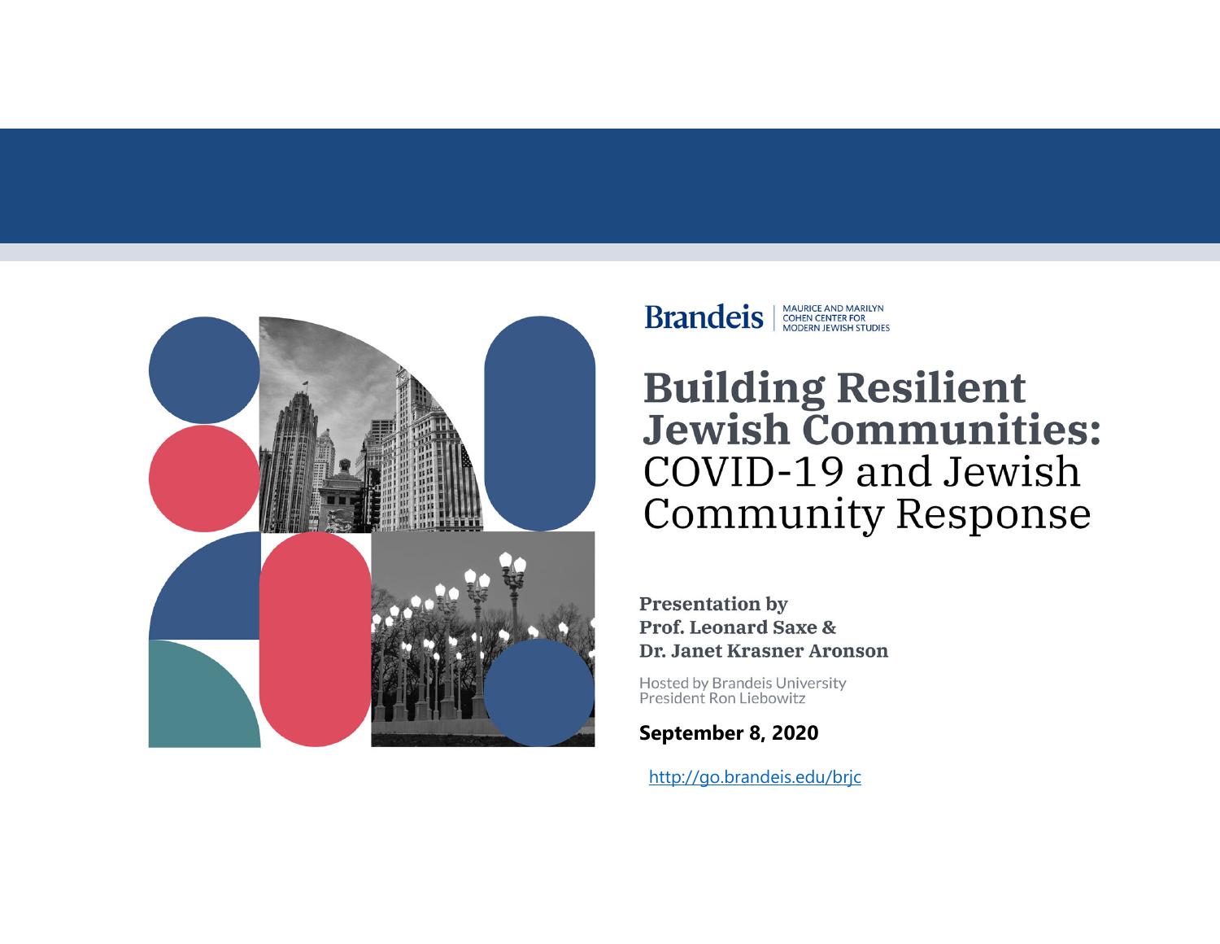Brandeis | MAURICE AND MARILYN COHEN CENTER FOR MODERN JEWISH STUDIES

# **Building Resilient Jewish Communities:** COVID-19 and Jewish Community Response

**Presentation by**
**Prof. Leonard Saxe &**
**Dr. Janet Krasner Aronson**

Hosted by Brandeis University
President Ron Liebowitz

**September 8, 2020**

http://go.brandeis.edu/brjc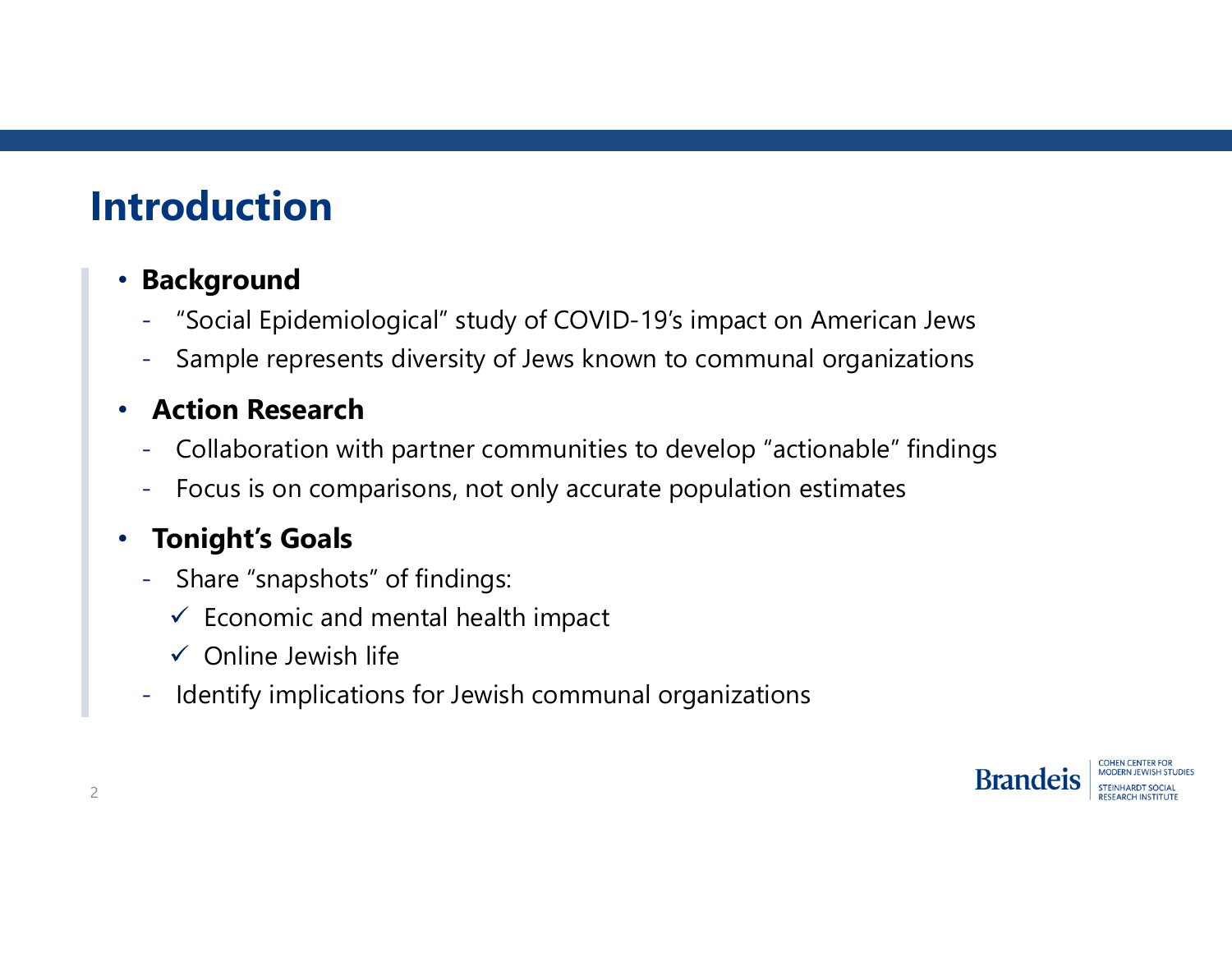# Introduction

- **Background**
  - "Social Epidemiological" study of COVID-19's impact on American Jews
  - Sample represents diversity of Jews known to communal organizations
- **Action Research**
  - Collaboration with partner communities to develop "actionable" findings
  - Focus is on comparisons, not only accurate population estimates
- **Tonight's Goals**
  - Share "snapshots" of findings:
    - ✓ Economic and mental health impact
    - ✓ Online Jewish life
  - Identify implications for Jewish communal organizations

Brandeis | COHEN CENTER FOR MODERN JEWISH STUDIES | STEINHARDT SOCIAL RESEARCH INSTITUTE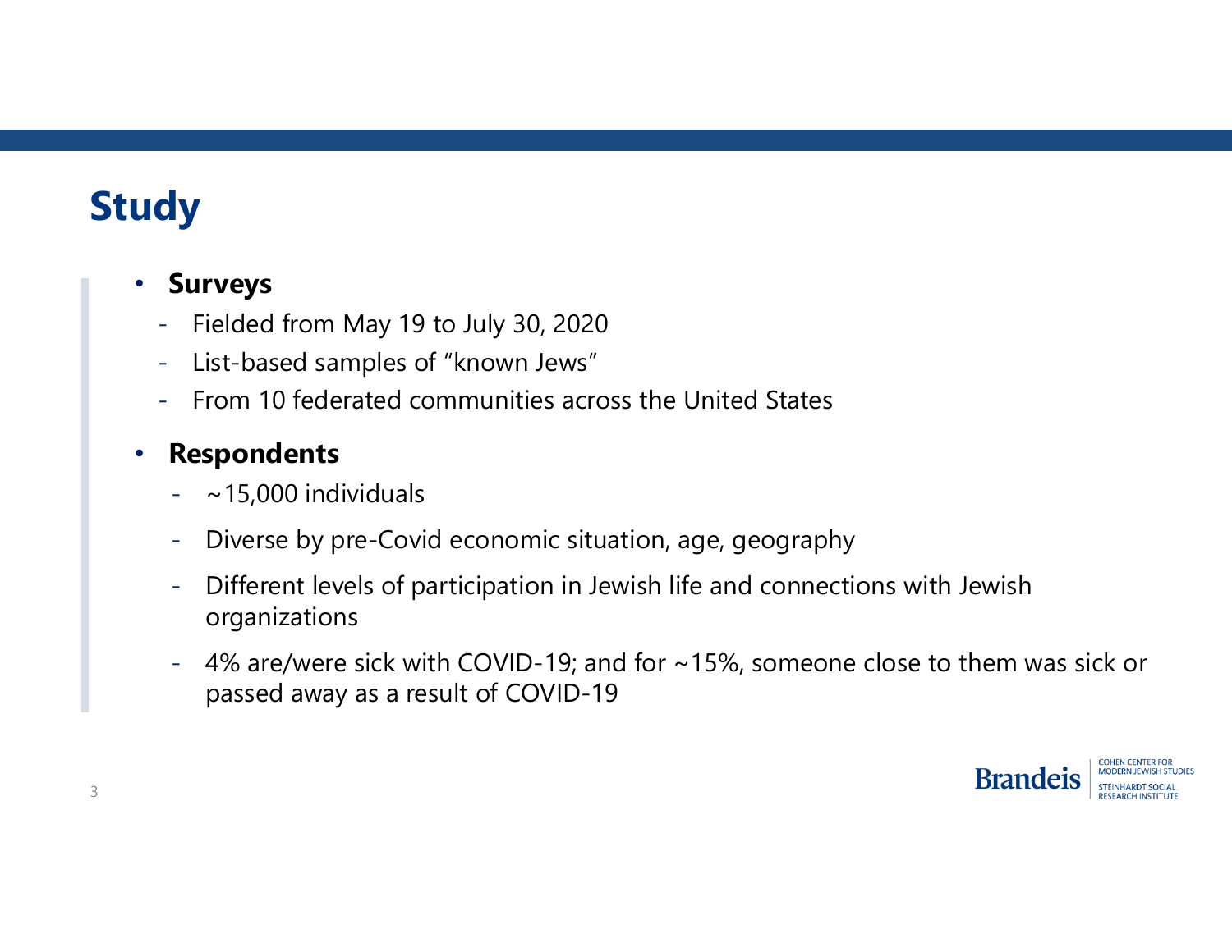# Study

- **Surveys**
  - Fielded from May 19 to July 30, 2020
  - List-based samples of "known Jews"
  - From 10 federated communities across the United States
- **Respondents**
  - ~15,000 individuals
  - Diverse by pre-Covid economic situation, age, geography
  - Different levels of participation in Jewish life and connections with Jewish organizations
  - 4% are/were sick with COVID-19; and for ~15%, someone close to them was sick or passed away as a result of COVID-19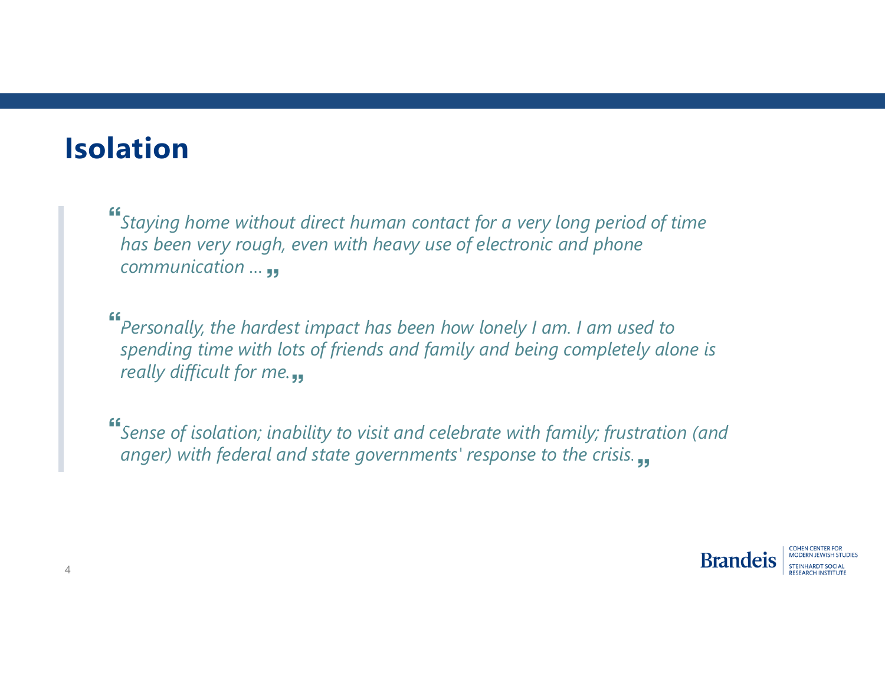# Isolation

> "*Staying home without direct human contact for a very long period of time has been very rough, even with heavy use of electronic and phone communication …*"

> "*Personally, the hardest impact has been how lonely I am. I am used to spending time with lots of friends and family and being completely alone is really difficult for me.*"

> "*Sense of isolation; inability to visit and celebrate with family; frustration (and anger) with federal and state governments' response to the crisis.*"

Brandeis | COHEN CENTER FOR MODERN JEWISH STUDIES | STEINHARDT SOCIAL RESEARCH INSTITUTE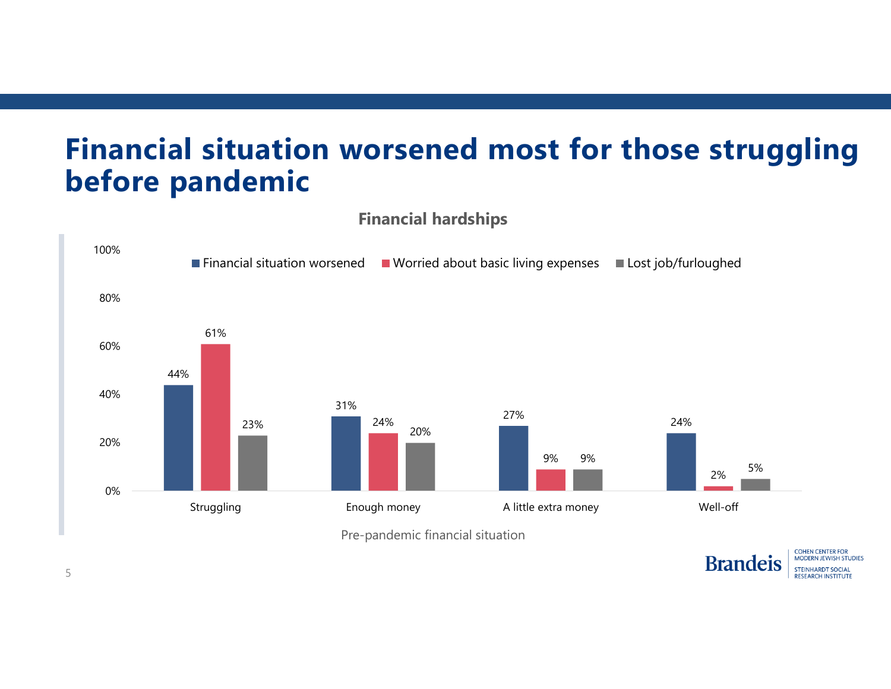# Financial situation worsened most for those struggling before pandemic

Financial hardships

100%
80%
60%
40%
20%
0%

Financial situation worsened
Worried about basic living expenses
Lost job/furloughed

44%
61%
23%
31%
24%
20%
27%
9%
9%
24%
2%
5%

Struggling
Enough money
A little extra money
Well-off

Pre-pandemic financial situation

Brandeis | COHEN CENTER FOR MODERN JEWISH STUDIES | STEINHARDT SOCIAL RESEARCH INSTITUTE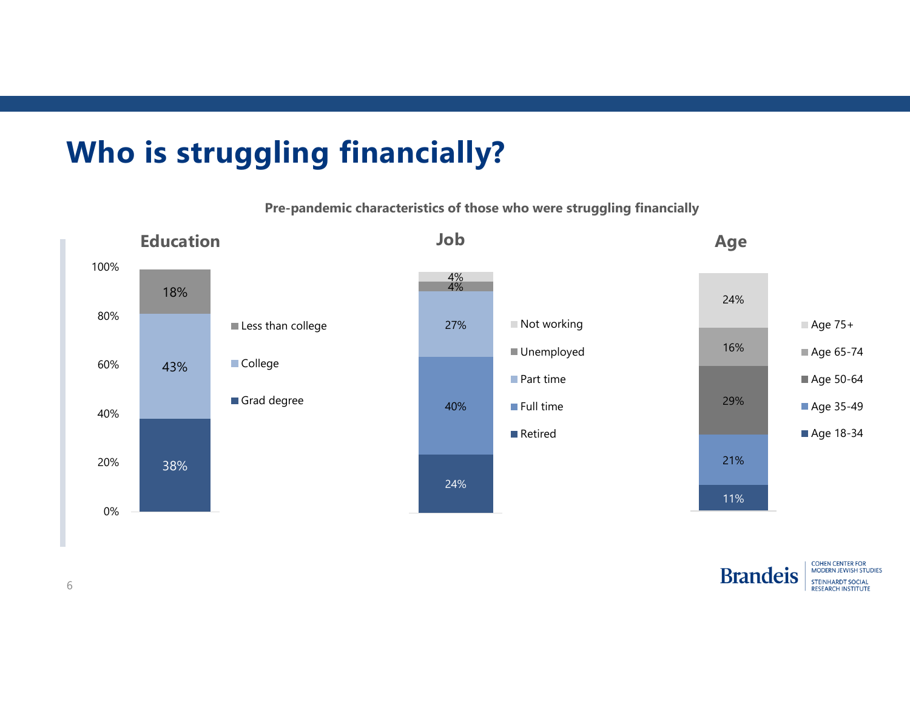# Who is struggling financially?

**Pre-pandemic characteristics of those who were struggling financially**

**Education**

100%
80%
60%
40%
20%
0%

18%
43%
38%

Less than college
College
Grad degree

**Job**

4%
4%
27%
40%
24%

Not working
Unemployed
Part time
Full time
Retired

**Age**

24%
16%
29%
21%
11%

Age 75+
Age 65-74
Age 50-64
Age 35-49
Age 18-34

Brandeis
COHEN CENTER FOR MODERN JEWISH STUDIES
STEINHARDT SOCIAL RESEARCH INSTITUTE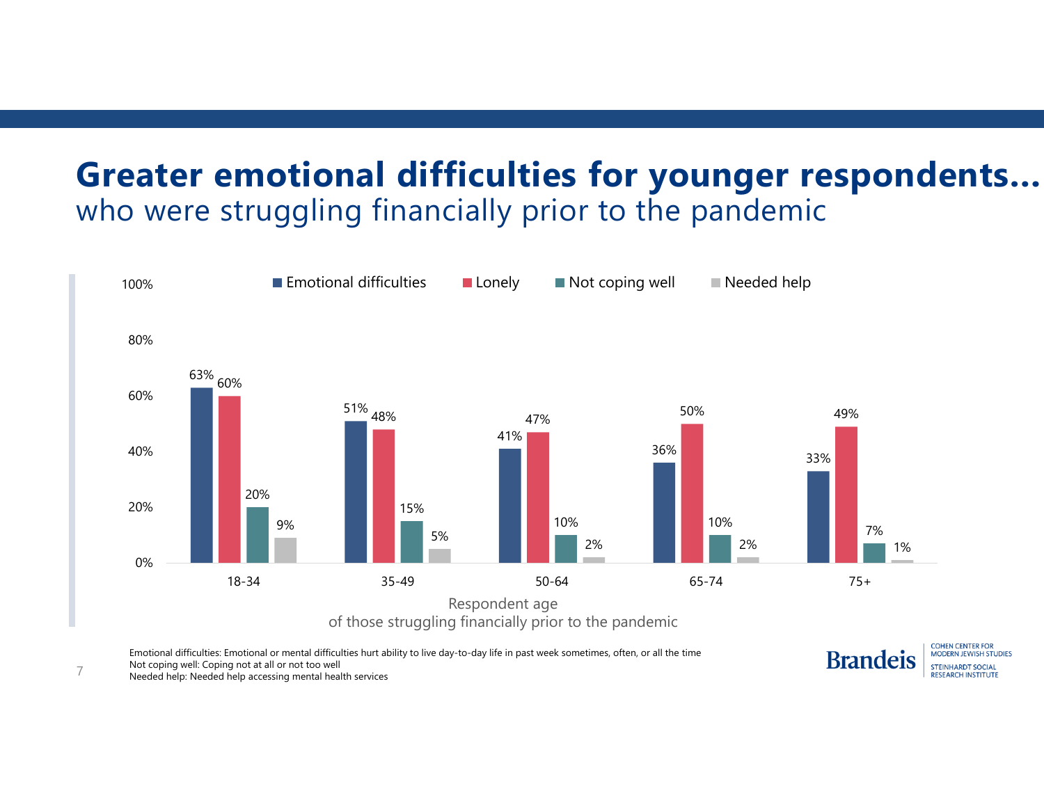# Greater emotional difficulties for younger respondents…

who were struggling financially prior to the pandemic

Emotional difficulties
Lonely
Not coping well
Needed help

100%
80%
60%
40%
20%
0%

63%
60%
20%
9%
18-34

51%
48%
15%
5%
35-49

41%
47%
10%
2%
50-64

36%
50%
10%
2%
65-74

33%
49%
7%
1%
75+

Respondent age
of those struggling financially prior to the pandemic

Emotional difficulties: Emotional or mental difficulties hurt ability to live day-to-day life in past week sometimes, often, or all the time
Not coping well: Coping not at all or not too well
Needed help: Needed help accessing mental health services

Brandeis | COHEN CENTER FOR MODERN JEWISH STUDIES | STEINHARDT SOCIAL RESEARCH INSTITUTE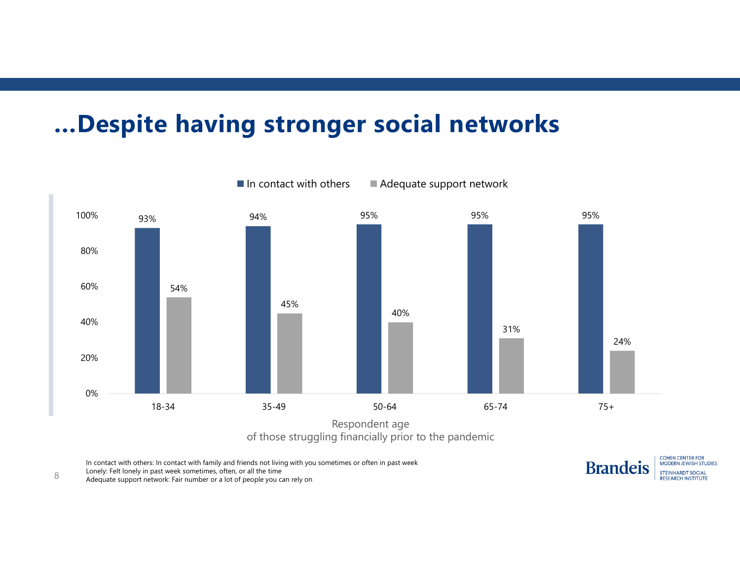# …Despite having stronger social networks

In contact with others
Adequate support network

100%
80%
60%
40%
20%
0%

93%
54%
18-34

94%
45%
35-49

95%
40%
50-64

95%
31%
65-74

95%
24%
75+

Respondent age
of those struggling financially prior to the pandemic

In contact with others: In contact with family and friends not living with you sometimes or often in past week
Lonely: Felt lonely in past week sometimes, often, or all the time
Adequate support network: Fair number or a lot of people you can rely on

Brandeis | COHEN CENTER FOR MODERN JEWISH STUDIES | STEINHARDT SOCIAL RESEARCH INSTITUTE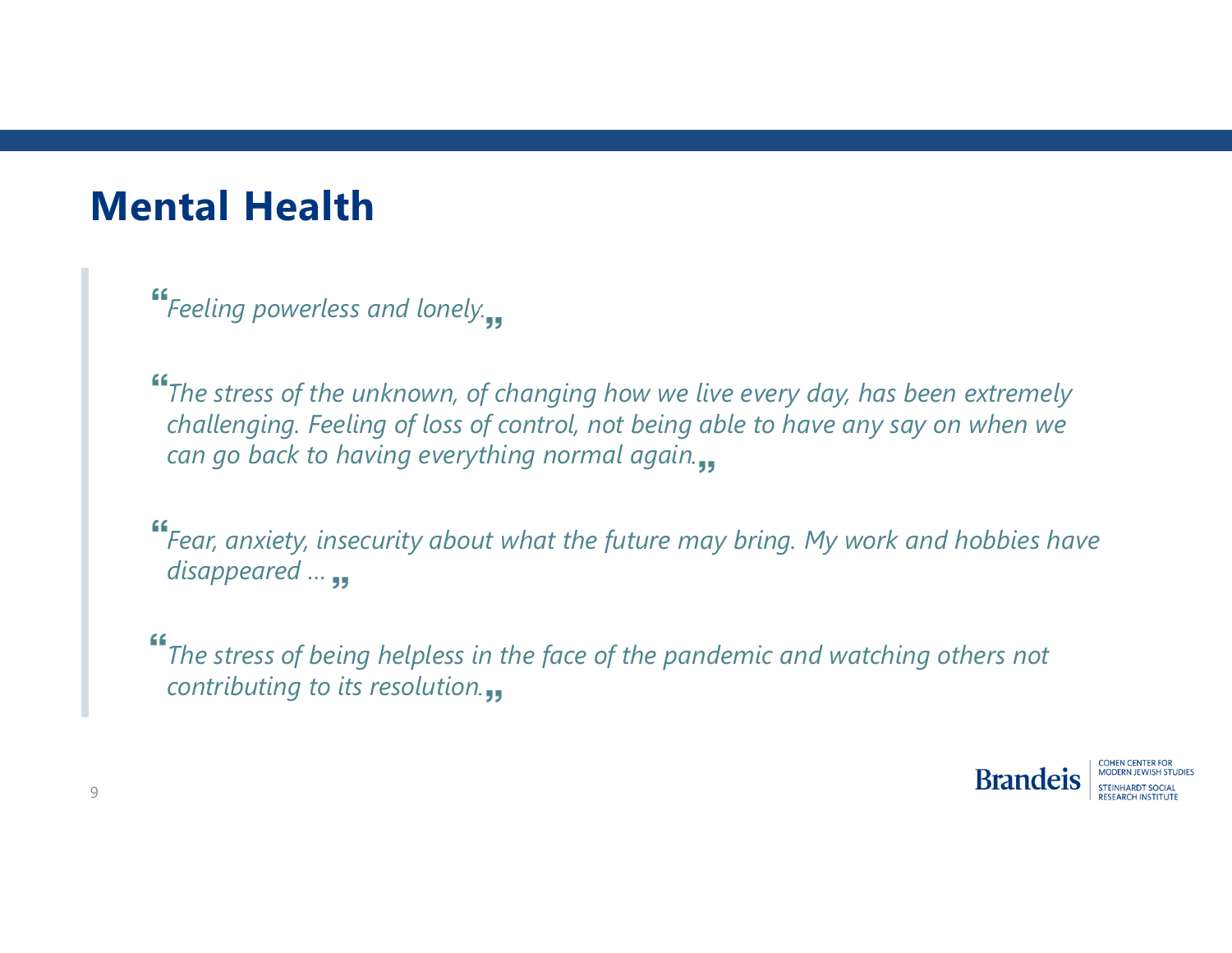## Mental Health

> *"Feeling powerless and lonely."*

> *"The stress of the unknown, of changing how we live every day, has been extremely challenging. Feeling of loss of control, not being able to have any say on when we can go back to having everything normal again."*

> *"Fear, anxiety, insecurity about what the future may bring. My work and hobbies have disappeared ... "*

> *"The stress of being helpless in the face of the pandemic and watching others not contributing to its resolution."*

Brandeis | COHEN CENTER FOR MODERN JEWISH STUDIES | STEINHARDT SOCIAL RESEARCH INSTITUTE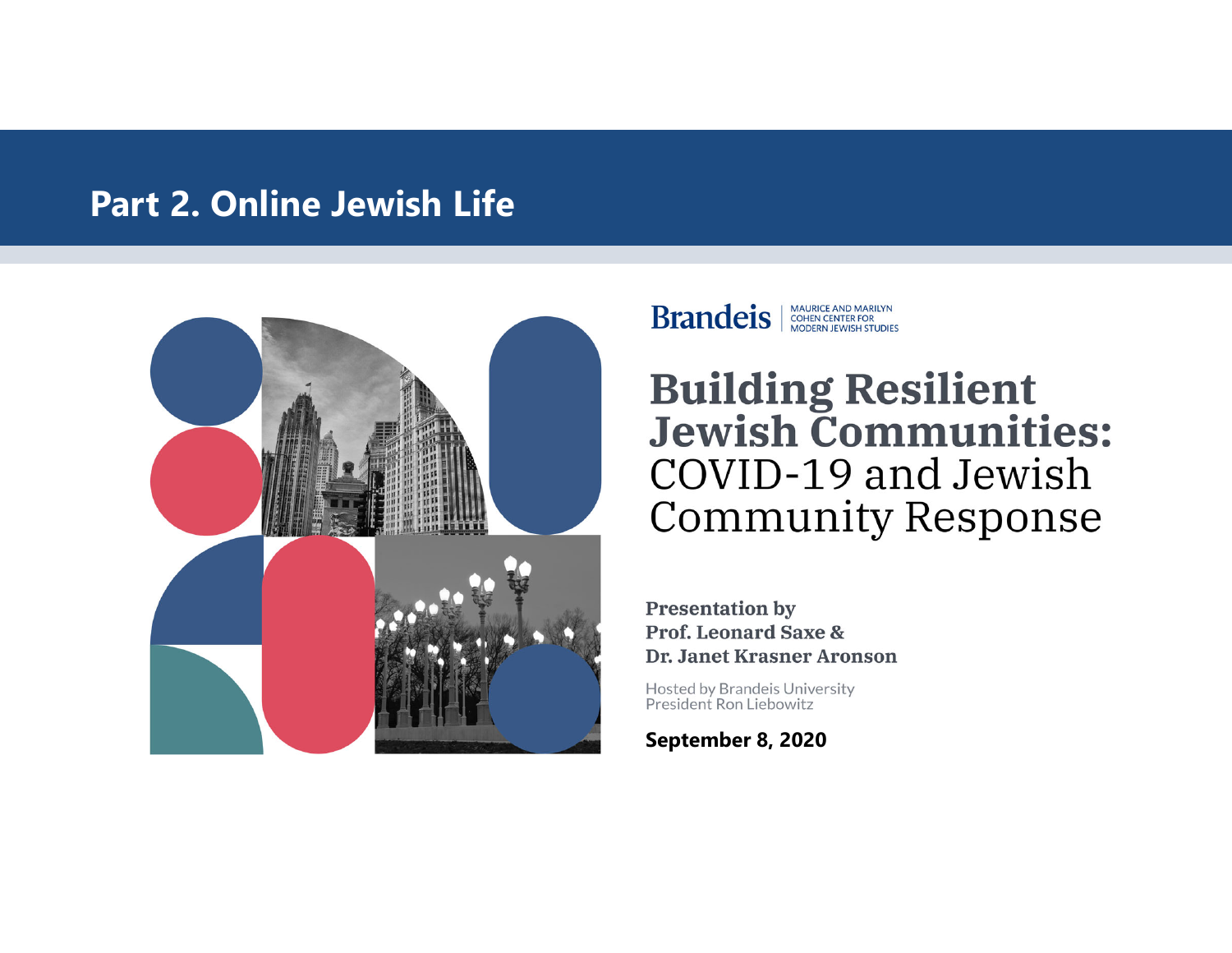# Part 2. Online Jewish Life

Brandeis | MAURICE AND MARILYN COHEN CENTER FOR MODERN JEWISH STUDIES

## Building Resilient Jewish Communities: COVID-19 and Jewish Community Response

**Presentation by**
**Prof. Leonard Saxe &**
**Dr. Janet Krasner Aronson**

Hosted by Brandeis University
President Ron Liebowitz

**September 8, 2020**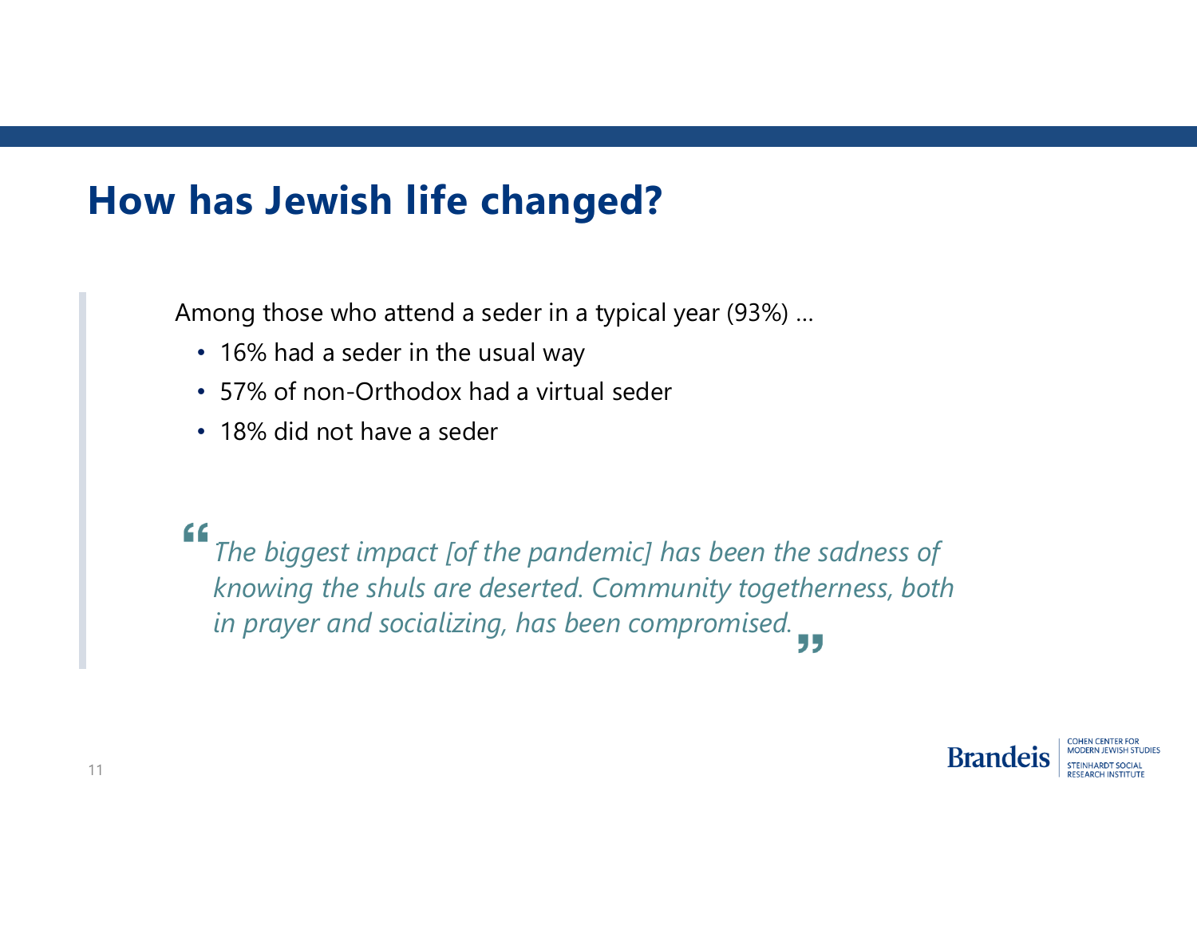# How has Jewish life changed?

Among those who attend a seder in a typical year (93%) …

- 16% had a seder in the usual way
- 57% of non-Orthodox had a virtual seder
- 18% did not have a seder

> "*The biggest impact [of the pandemic] has been the sadness of knowing the shuls are deserted. Community togetherness, both in prayer and socializing, has been compromised.*"

Brandeis | COHEN CENTER FOR MODERN JEWISH STUDIES | STEINHARDT SOCIAL RESEARCH INSTITUTE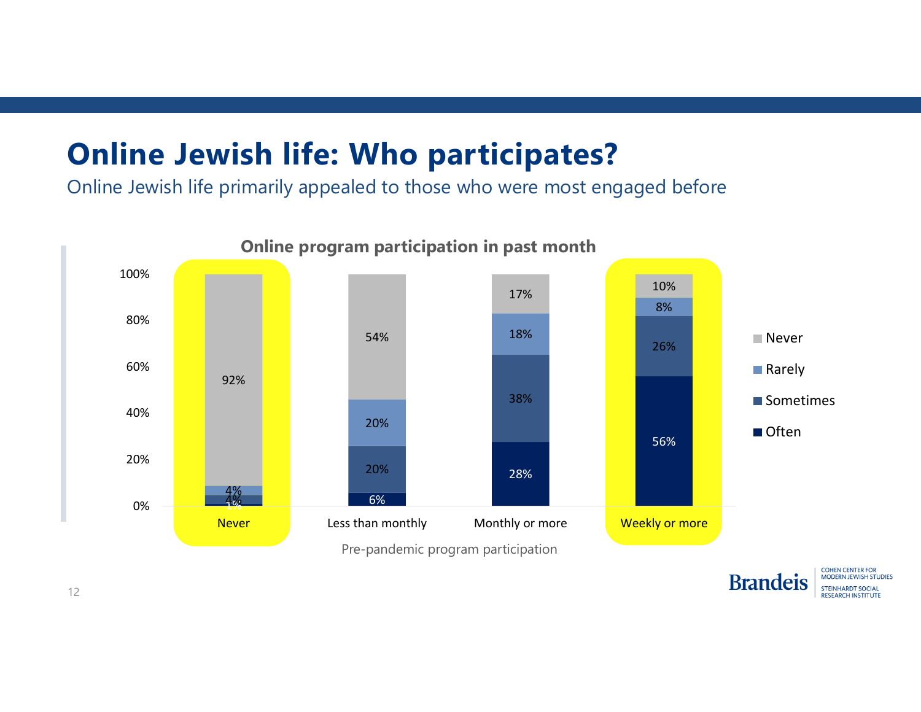# Online Jewish life: Who participates?

Online Jewish life primarily appealed to those who were most engaged before

**Online program participation in past month**

100%
80%
60%
40%
20%
0%

Never: 92%, 4%, 4%, 1%

Less than monthly: 54%, 20%, 20%, 6%

Monthly or more: 17%, 18%, 38%, 28%

Weekly or more: 10%, 8%, 26%, 56%

Never
Rarely
Sometimes
Often

Pre-pandemic program participation

Brandeis | COHEN CENTER FOR MODERN JEWISH STUDIES | STEINHARDT SOCIAL RESEARCH INSTITUTE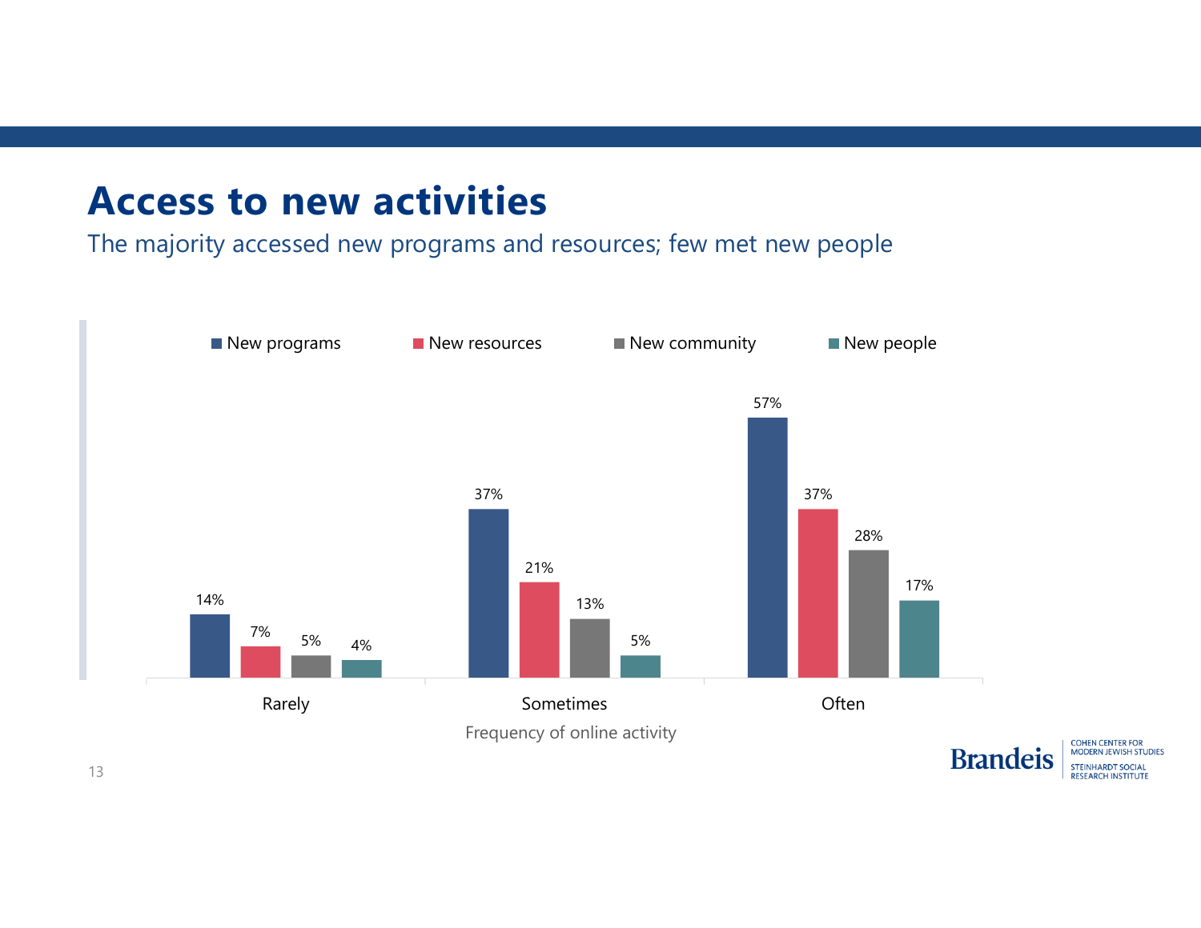# Access to new activities

The majority accessed new programs and resources; few met new people

New programs
New resources
New community
New people

Rarely
14%
7%
5%
4%

Sometimes
37%
21%
13%
5%

Often
57%
37%
28%
17%

Frequency of online activity

Brandeis
COHEN CENTER FOR MODERN JEWISH STUDIES
STEINHARDT SOCIAL RESEARCH INSTITUTE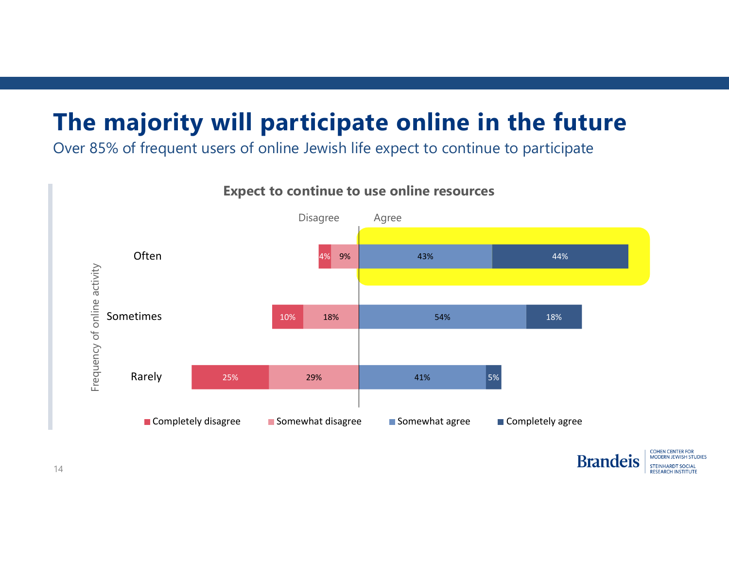# The majority will participate online in the future

Over 85% of frequent users of online Jewish life expect to continue to participate

**Expect to continue to use online resources**

Disagree

Agree

Frequency of online activity

Often
4%
9%
43%
44%

Sometimes
10%
18%
54%
18%

Rarely
25%
29%
41%
5%

Completely disagree
Somewhat disagree
Somewhat agree
Completely agree

Brandeis
COHEN CENTER FOR MODERN JEWISH STUDIES
STEINHARDT SOCIAL RESEARCH INSTITUTE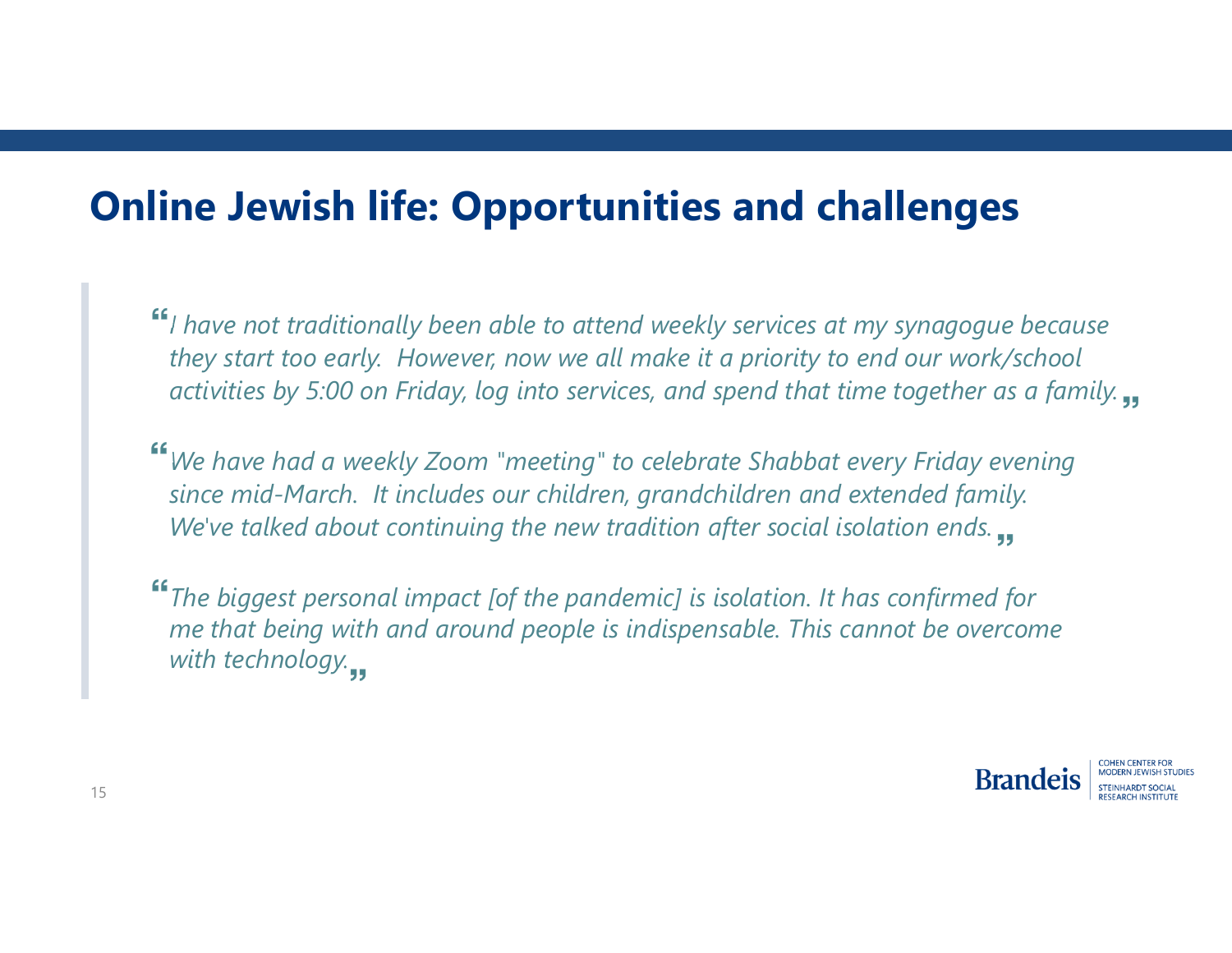# Online Jewish life: Opportunities and challenges

> *"I have not traditionally been able to attend weekly services at my synagogue because they start too early.  However, now we all make it a priority to end our work/school activities by 5:00 on Friday, log into services, and spend that time together as a family."*

> *"We have had a weekly Zoom "meeting" to celebrate Shabbat every Friday evening since mid-March.  It includes our children, grandchildren and extended family. We've talked about continuing the new tradition after social isolation ends."*

> *"The biggest personal impact [of the pandemic] is isolation. It has confirmed for me that being with and around people is indispensable. This cannot be overcome with technology."*

Brandeis | COHEN CENTER FOR MODERN JEWISH STUDIES | STEINHARDT SOCIAL RESEARCH INSTITUTE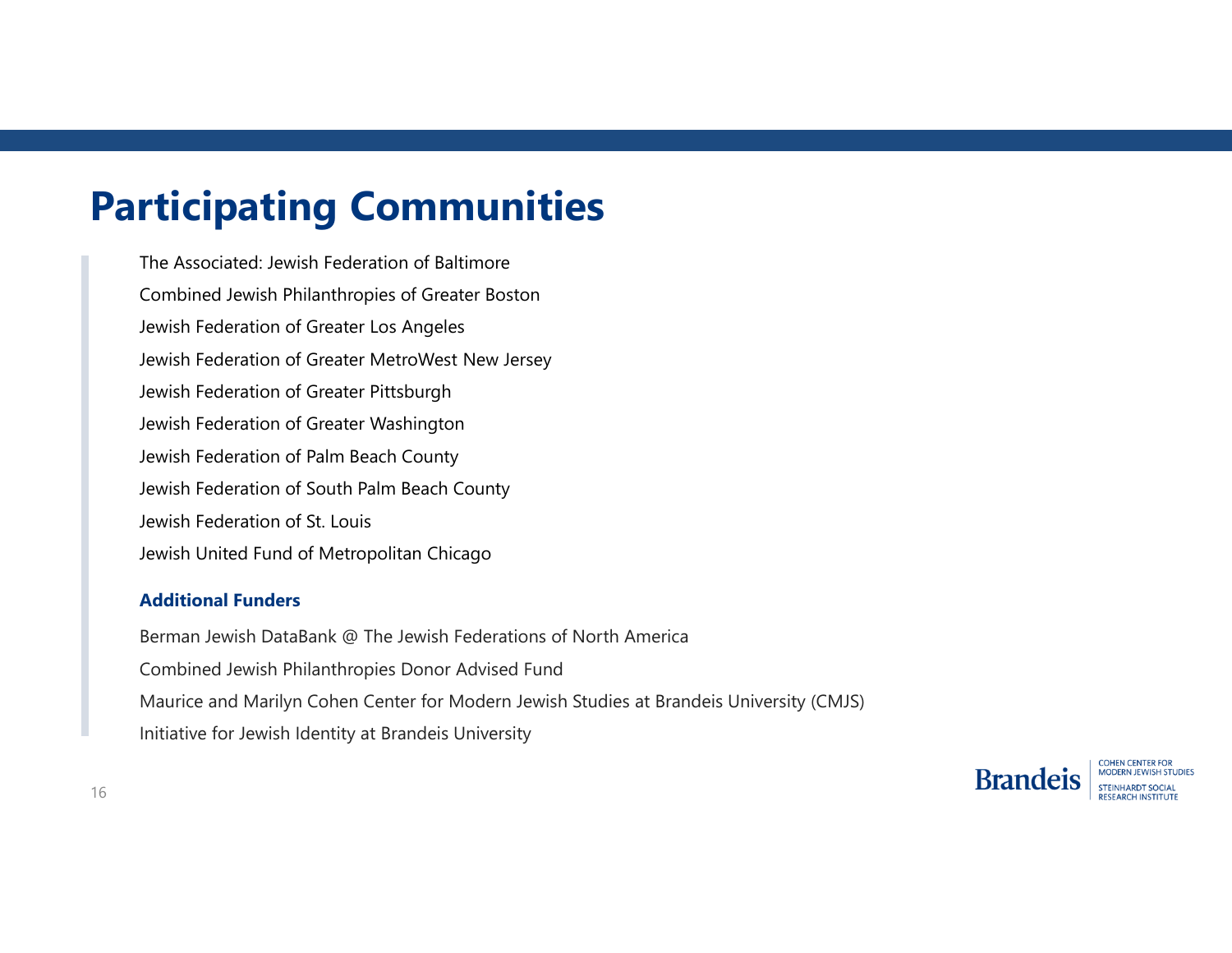# Participating Communities

The Associated: Jewish Federation of Baltimore

Combined Jewish Philanthropies of Greater Boston

Jewish Federation of Greater Los Angeles

Jewish Federation of Greater MetroWest New Jersey

Jewish Federation of Greater Pittsburgh

Jewish Federation of Greater Washington

Jewish Federation of Palm Beach County

Jewish Federation of South Palm Beach County

Jewish Federation of St. Louis

Jewish United Fund of Metropolitan Chicago

**Additional Funders**

Berman Jewish DataBank @ The Jewish Federations of North America

Combined Jewish Philanthropies Donor Advised Fund

Maurice and Marilyn Cohen Center for Modern Jewish Studies at Brandeis University (CMJS)

Initiative for Jewish Identity at Brandeis University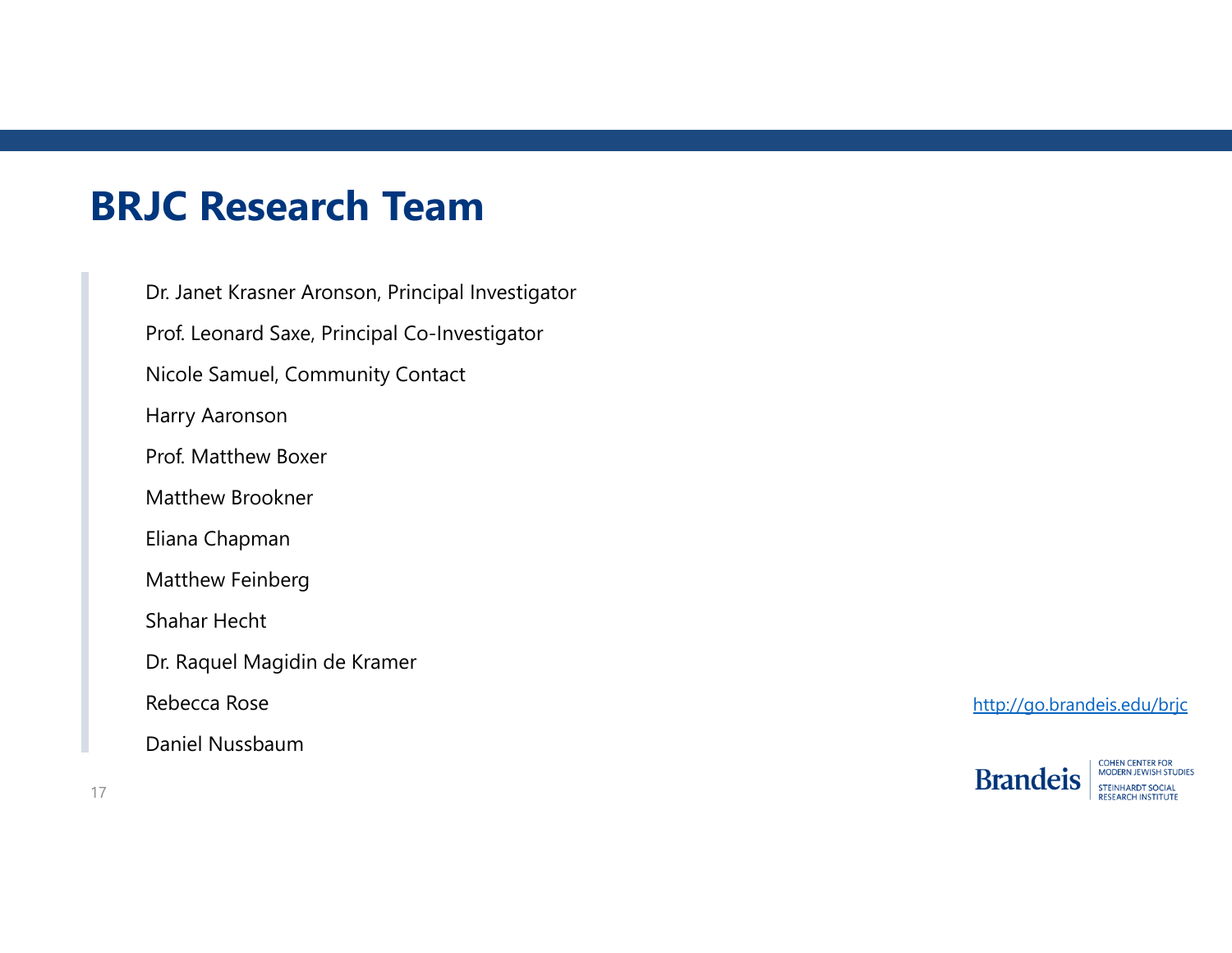# BRJC Research Team

Dr. Janet Krasner Aronson, Principal Investigator

Prof. Leonard Saxe, Principal Co-Investigator

Nicole Samuel, Community Contact

Harry Aaronson

Prof. Matthew Boxer

Matthew Brookner

Eliana Chapman

Matthew Feinberg

Shahar Hecht

Dr. Raquel Magidin de Kramer

Rebecca Rose

Daniel Nussbaum

http://go.brandeis.edu/brjc

Brandeis | COHEN CENTER FOR MODERN JEWISH STUDIES | STEINHARDT SOCIAL RESEARCH INSTITUTE